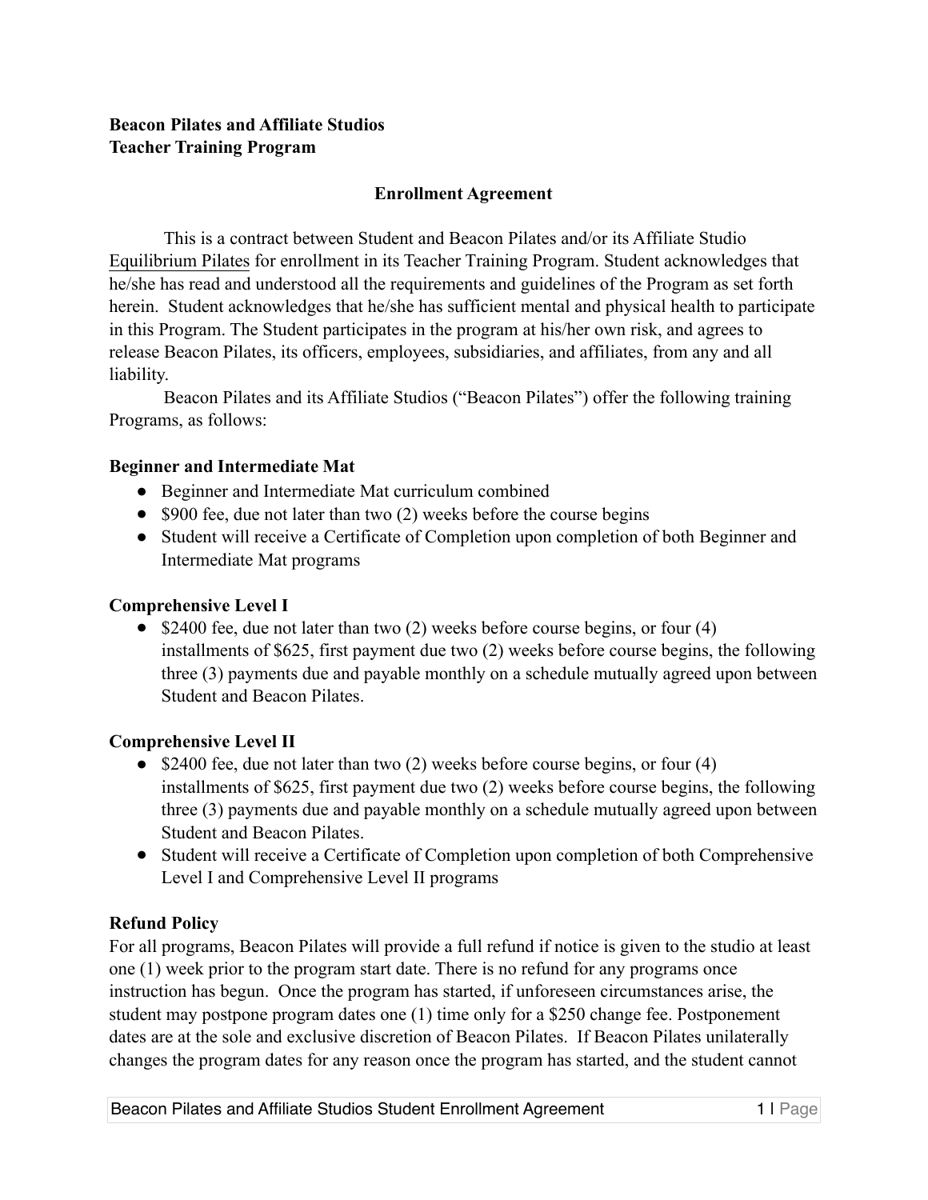**Beacon Pilates and Affiliate Studios**
**Teacher Training Program**

## Enrollment Agreement

This is a contract between Student and Beacon Pilates and/or its Affiliate Studio Equilibrium Pilates for enrollment in its Teacher Training Program. Student acknowledges that he/she has read and understood all the requirements and guidelines of the Program as set forth herein. Student acknowledges that he/she has sufficient mental and physical health to participate in this Program. The Student participates in the program at his/her own risk, and agrees to release Beacon Pilates, its officers, employees, subsidiaries, and affiliates, from any and all liability.

Beacon Pilates and its Affiliate Studios ("Beacon Pilates") offer the following training Programs, as follows:

### Beginner and Intermediate Mat

- Beginner and Intermediate Mat curriculum combined
- $900 fee, due not later than two (2) weeks before the course begins
- Student will receive a Certificate of Completion upon completion of both Beginner and Intermediate Mat programs

### Comprehensive Level I

- $2400 fee, due not later than two (2) weeks before course begins, or four (4) installments of $625, first payment due two (2) weeks before course begins, the following three (3) payments due and payable monthly on a schedule mutually agreed upon between Student and Beacon Pilates.

### Comprehensive Level II

- $2400 fee, due not later than two (2) weeks before course begins, or four (4) installments of $625, first payment due two (2) weeks before course begins, the following three (3) payments due and payable monthly on a schedule mutually agreed upon between Student and Beacon Pilates.
- Student will receive a Certificate of Completion upon completion of both Comprehensive Level I and Comprehensive Level II programs

### Refund Policy

For all programs, Beacon Pilates will provide a full refund if notice is given to the studio at least one (1) week prior to the program start date. There is no refund for any programs once instruction has begun. Once the program has started, if unforeseen circumstances arise, the student may postpone program dates one (1) time only for a $250 change fee. Postponement dates are at the sole and exclusive discretion of Beacon Pilates. If Beacon Pilates unilaterally changes the program dates for any reason once the program has started, and the student cannot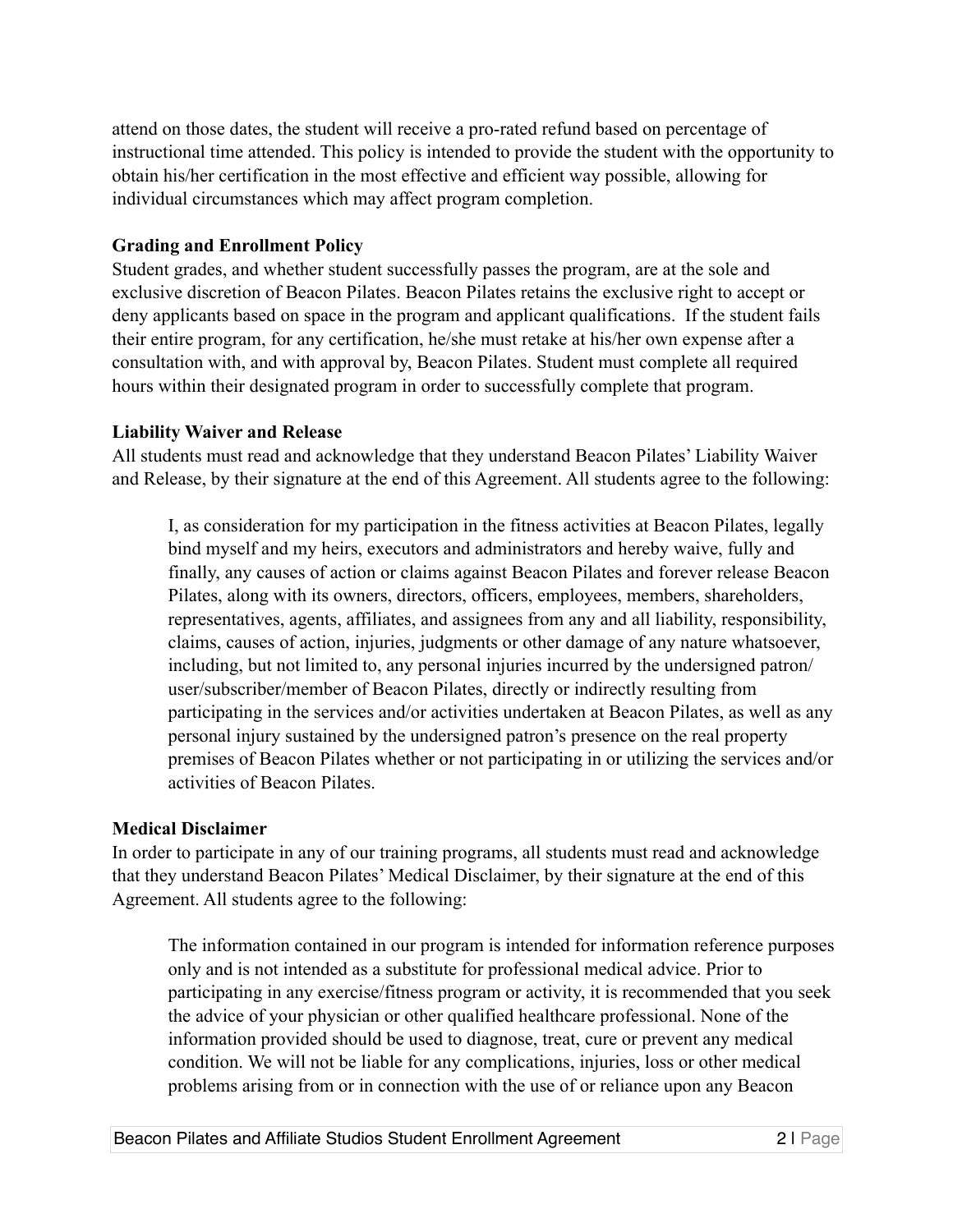attend on those dates, the student will receive a pro-rated refund based on percentage of instructional time attended. This policy is intended to provide the student with the opportunity to obtain his/her certification in the most effective and efficient way possible, allowing for individual circumstances which may affect program completion.

**Grading and Enrollment Policy**

Student grades, and whether student successfully passes the program, are at the sole and exclusive discretion of Beacon Pilates. Beacon Pilates retains the exclusive right to accept or deny applicants based on space in the program and applicant qualifications. If the student fails their entire program, for any certification, he/she must retake at his/her own expense after a consultation with, and with approval by, Beacon Pilates. Student must complete all required hours within their designated program in order to successfully complete that program.

**Liability Waiver and Release**

All students must read and acknowledge that they understand Beacon Pilates' Liability Waiver and Release, by their signature at the end of this Agreement. All students agree to the following:

> I, as consideration for my participation in the fitness activities at Beacon Pilates, legally bind myself and my heirs, executors and administrators and hereby waive, fully and finally, any causes of action or claims against Beacon Pilates and forever release Beacon Pilates, along with its owners, directors, officers, employees, members, shareholders, representatives, agents, affiliates, and assignees from any and all liability, responsibility, claims, causes of action, injuries, judgments or other damage of any nature whatsoever, including, but not limited to, any personal injuries incurred by the undersigned patron/user/subscriber/member of Beacon Pilates, directly or indirectly resulting from participating in the services and/or activities undertaken at Beacon Pilates, as well as any personal injury sustained by the undersigned patron's presence on the real property premises of Beacon Pilates whether or not participating in or utilizing the services and/or activities of Beacon Pilates.

**Medical Disclaimer**

In order to participate in any of our training programs, all students must read and acknowledge that they understand Beacon Pilates' Medical Disclaimer, by their signature at the end of this Agreement. All students agree to the following:

> The information contained in our program is intended for information reference purposes only and is not intended as a substitute for professional medical advice. Prior to participating in any exercise/fitness program or activity, it is recommended that you seek the advice of your physician or other qualified healthcare professional. None of the information provided should be used to diagnose, treat, cure or prevent any medical condition. We will not be liable for any complications, injuries, loss or other medical problems arising from or in connection with the use of or reliance upon any Beacon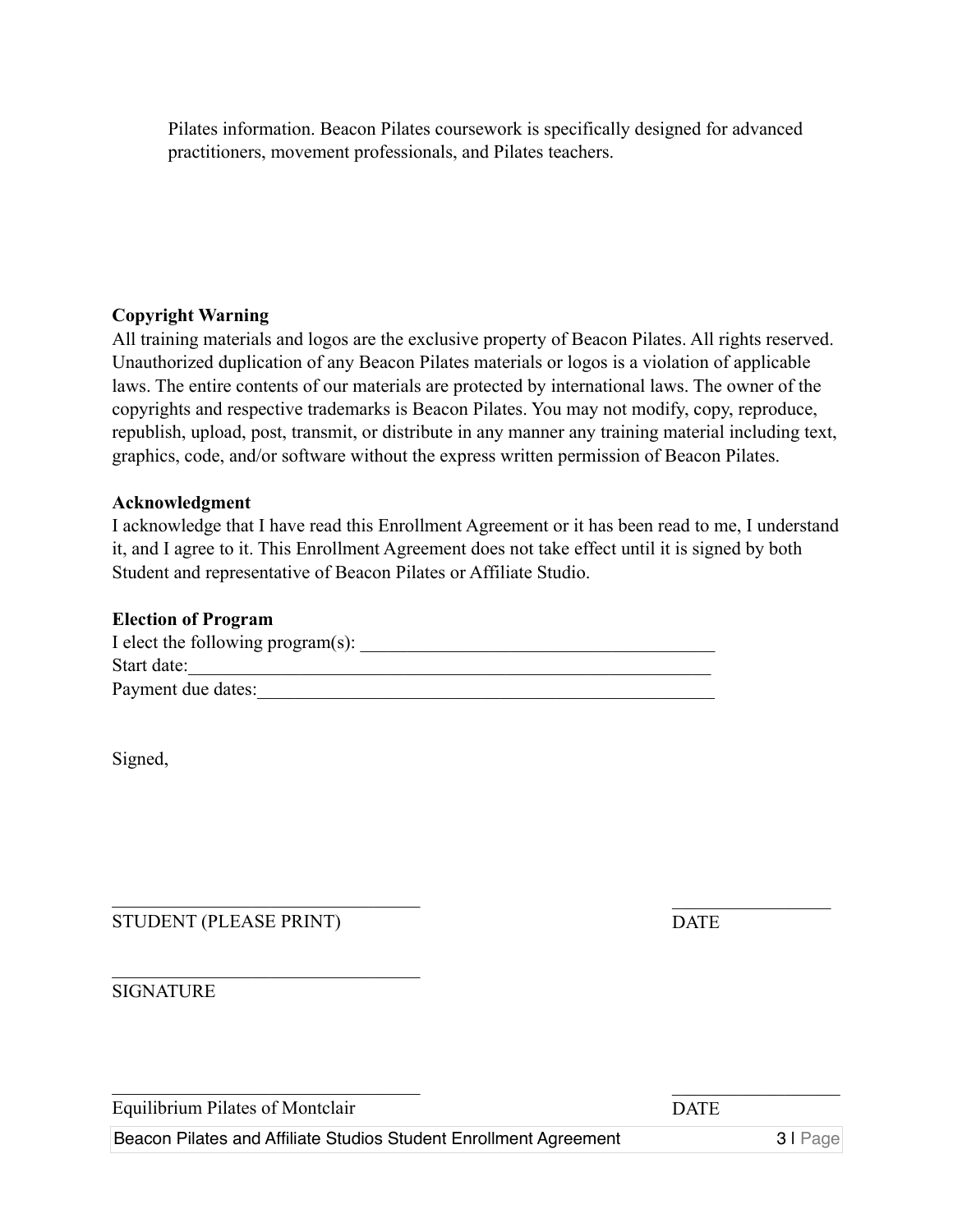Pilates information. Beacon Pilates coursework is specifically designed for advanced practitioners, movement professionals, and Pilates teachers.

**Copyright Warning**

All training materials and logos are the exclusive property of Beacon Pilates. All rights reserved. Unauthorized duplication of any Beacon Pilates materials or logos is a violation of applicable laws. The entire contents of our materials are protected by international laws. The owner of the copyrights and respective trademarks is Beacon Pilates. You may not modify, copy, reproduce, republish, upload, post, transmit, or distribute in any manner any training material including text, graphics, code, and/or software without the express written permission of Beacon Pilates.

**Acknowledgment**

I acknowledge that I have read this Enrollment Agreement or it has been read to me, I understand it, and I agree to it. This Enrollment Agreement does not take effect until it is signed by both Student and representative of Beacon Pilates or Affiliate Studio.

**Election of Program**

I elect the following program(s): ______________________________________

Start date:__________________________________________________________

Payment due dates:___________________________________________________

Signed,

_________________________________ &nbsp;&nbsp;&nbsp;&nbsp;&nbsp;&nbsp;&nbsp;&nbsp;&nbsp;&nbsp;&nbsp;&nbsp; _________________

STUDENT (PLEASE PRINT) &nbsp;&nbsp;&nbsp;&nbsp;&nbsp;&nbsp;&nbsp;&nbsp;&nbsp;&nbsp;&nbsp;&nbsp;&nbsp;&nbsp;&nbsp;&nbsp;&nbsp;&nbsp;&nbsp;&nbsp;&nbsp;&nbsp;&nbsp;&nbsp; DATE

_________________________________

SIGNATURE

_________________________________ &nbsp;&nbsp;&nbsp;&nbsp;&nbsp;&nbsp;&nbsp;&nbsp;&nbsp;&nbsp;&nbsp;&nbsp; _________________

Equilibrium Pilates of Montclair &nbsp;&nbsp;&nbsp;&nbsp;&nbsp;&nbsp;&nbsp;&nbsp;&nbsp;&nbsp;&nbsp;&nbsp;&nbsp;&nbsp;&nbsp;&nbsp;&nbsp;&nbsp; DATE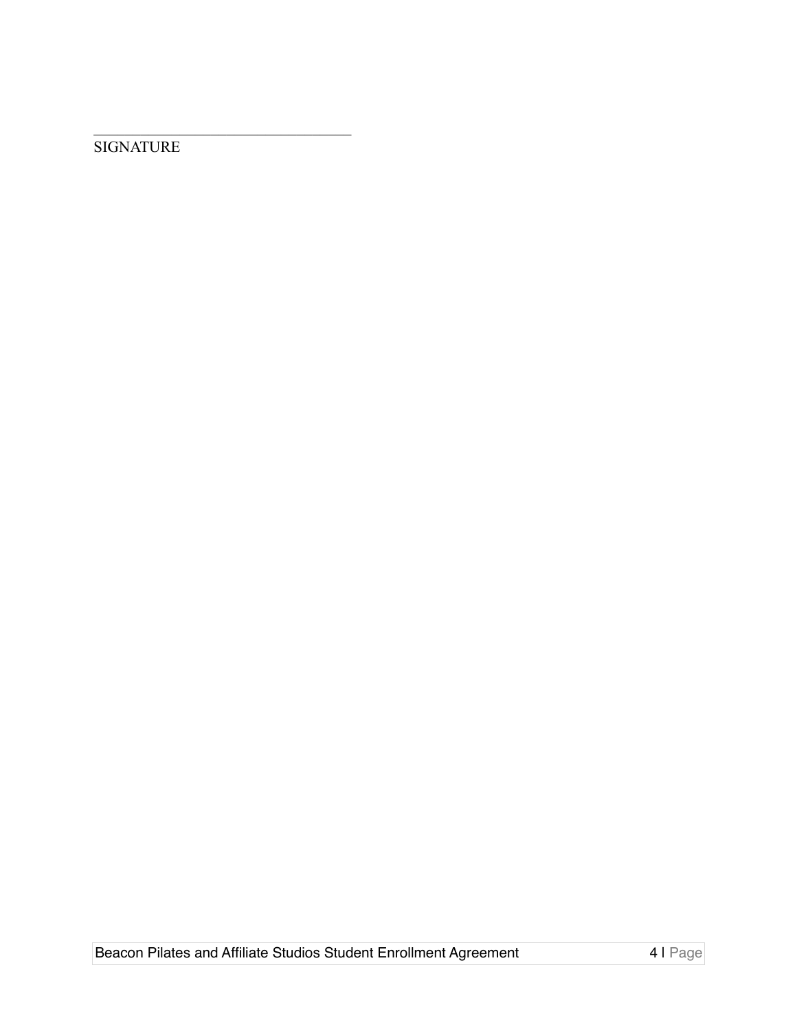\_\_\_\_\_\_\_\_\_\_\_\_\_\_\_\_\_\_\_\_\_\_\_\_\_\_\_\_\_\_\_\_\_\_

SIGNATURE